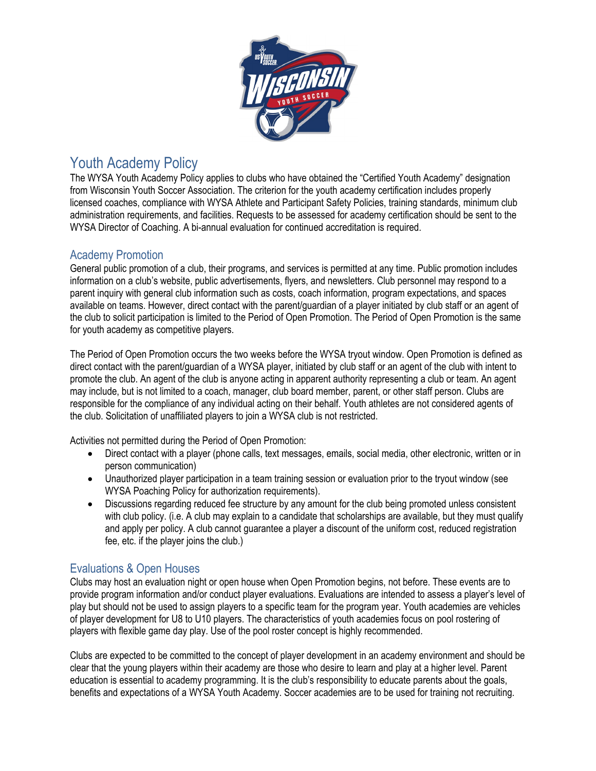# Youth Academy Policy

The WYSA Youth Academy Policy applies to clubs who have obtained the "Certified Youth Academy" designation from Wisconsin Youth Soccer Association. The criterion for the youth academy certification includes properly licensed coaches, compliance with WYSA Athlete and Participant Safety Policies, training standards, minimum club administration requirements, and facilities. Requests to be assessed for academy certification should be sent to the WYSA Director of Coaching. A bi-annual evaluation for continued accreditation is required.

## Academy Promotion

General public promotion of a club, their programs, and services is permitted at any time. Public promotion includes information on a club's website, public advertisements, flyers, and newsletters. Club personnel may respond to a parent inquiry with general club information such as costs, coach information, program expectations, and spaces available on teams. However, direct contact with the parent/guardian of a player initiated by club staff or an agent of the club to solicit participation is limited to the Period of Open Promotion. The Period of Open Promotion is the same for youth academy as competitive players.

The Period of Open Promotion occurs the two weeks before the WYSA tryout window. Open Promotion is defined as direct contact with the parent/guardian of a WYSA player, initiated by club staff or an agent of the club with intent to promote the club. An agent of the club is anyone acting in apparent authority representing a club or team. An agent may include, but is not limited to a coach, manager, club board member, parent, or other staff person. Clubs are responsible for the compliance of any individual acting on their behalf. Youth athletes are not considered agents of the club. Solicitation of unaffiliated players to join a WYSA club is not restricted.

Activities not permitted during the Period of Open Promotion:

- Direct contact with a player (phone calls, text messages, emails, social media, other electronic, written or in person communication)
- Unauthorized player participation in a team training session or evaluation prior to the tryout window (see WYSA Poaching Policy for authorization requirements).
- Discussions regarding reduced fee structure by any amount for the club being promoted unless consistent with club policy. (i.e. A club may explain to a candidate that scholarships are available, but they must qualify and apply per policy. A club cannot guarantee a player a discount of the uniform cost, reduced registration fee, etc. if the player joins the club.)

## Evaluations & Open Houses

Clubs may host an evaluation night or open house when Open Promotion begins, not before. These events are to provide program information and/or conduct player evaluations. Evaluations are intended to assess a player's level of play but should not be used to assign players to a specific team for the program year. Youth academies are vehicles of player development for U8 to U10 players. The characteristics of youth academies focus on pool rostering of players with flexible game day play. Use of the pool roster concept is highly recommended.

Clubs are expected to be committed to the concept of player development in an academy environment and should be clear that the young players within their academy are those who desire to learn and play at a higher level. Parent education is essential to academy programming. It is the club's responsibility to educate parents about the goals, benefits and expectations of a WYSA Youth Academy. Soccer academies are to be used for training not recruiting.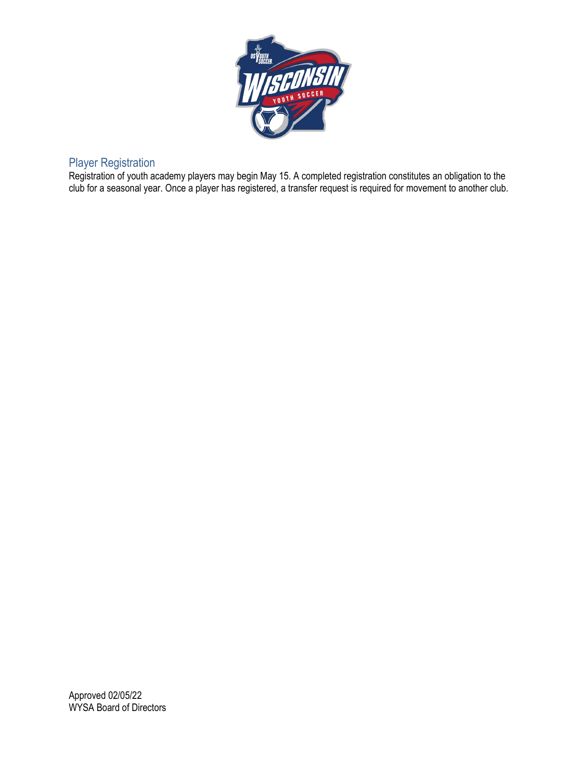## Player Registration

Registration of youth academy players may begin May 15. A completed registration constitutes an obligation to the club for a seasonal year. Once a player has registered, a transfer request is required for movement to another club.

Approved 02/05/22
WYSA Board of Directors